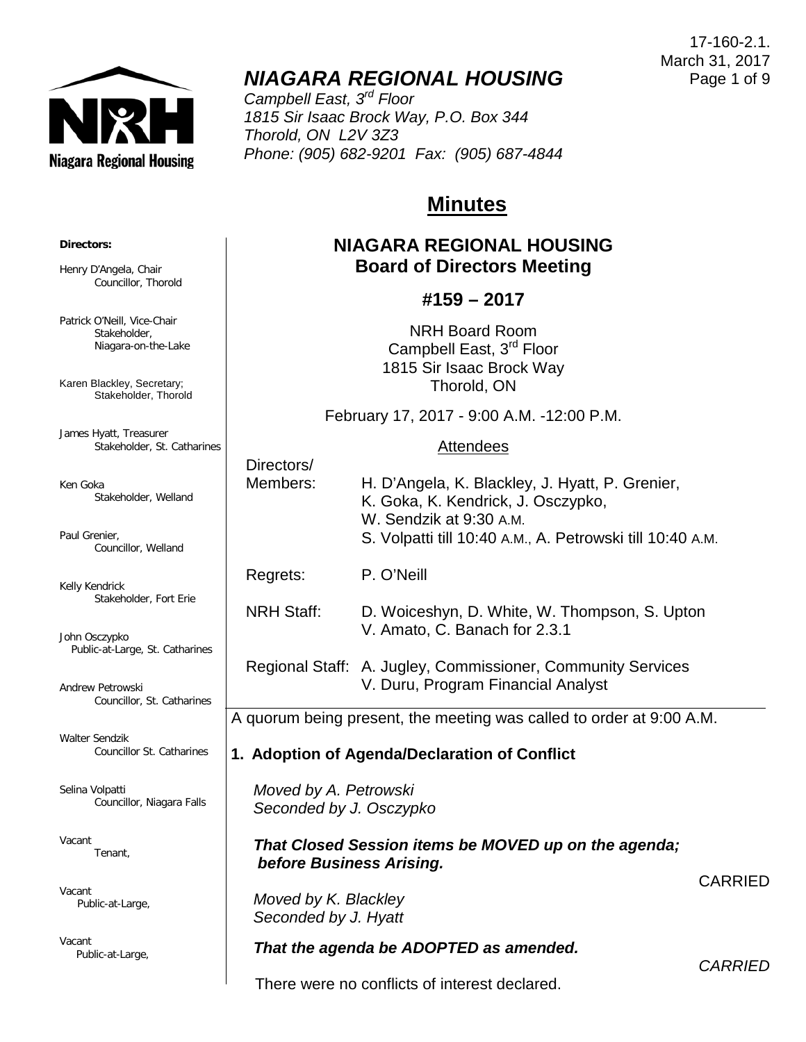17-160-2.1.
March 31, 2017

# *NIAGARA REGIONAL HOUSING*

*Campbell East, 3rd Floor*
*1815 Sir Isaac Brock Way, P.O. Box 344*
*Thorold, ON L2V 3Z3*
*Phone: (905) 682-9201 Fax: (905) 687-4844*

## Minutes

**Directors:**

Henry D'Angela, Chair
Councillor, Thorold

Patrick O'Neill, Vice-Chair
Stakeholder, Niagara-on-the-Lake

Karen Blackley, Secretary;
Stakeholder, Thorold

James Hyatt, Treasurer
Stakeholder, St. Catharines

Ken Goka
Stakeholder, Welland

Paul Grenier,
Councillor, Welland

Kelly Kendrick
Stakeholder, Fort Erie

John Osczypko
Public-at-Large, St. Catharines

Andrew Petrowski
Councillor, St. Catharines

Walter Sendzik
Councillor St. Catharines

Selina Volpatti
Councillor, Niagara Falls

Vacant
Tenant,

Vacant
Public-at-Large,

Vacant
Public-at-Large,

### NIAGARA REGIONAL HOUSING Board of Directors Meeting

### #159 – 2017

NRH Board Room
Campbell East, 3rd Floor
1815 Sir Isaac Brock Way
Thorold, ON

February 17, 2017 - 9:00 A.M. -12:00 P.M.

Attendees

| | |
|---|---|
| Directors/ Members: | H. D'Angela, K. Blackley, J. Hyatt, P. Grenier, K. Goka, K. Kendrick, J. Osczypko, W. Sendzik at 9:30 A.M. S. Volpatti till 10:40 A.M., A. Petrowski till 10:40 A.M. |
| Regrets: | P. O'Neill |
| NRH Staff: | D. Woiceshyn, D. White, W. Thompson, S. Upton V. Amato, C. Banach for 2.3.1 |
| Regional Staff: | A. Jugley, Commissioner, Community Services V. Duru, Program Financial Analyst |

A quorum being present, the meeting was called to order at 9:00 A.M.

**1. Adoption of Agenda/Declaration of Conflict**

*Moved by A. Petrowski*
*Seconded by J. Osczypko*

***That Closed Session items be MOVED up on the agenda; before Business Arising.***

CARRIED

*Moved by K. Blackley*
*Seconded by J. Hyatt*

***That the agenda be ADOPTED as amended.***

*CARRIED*

There were no conflicts of interest declared.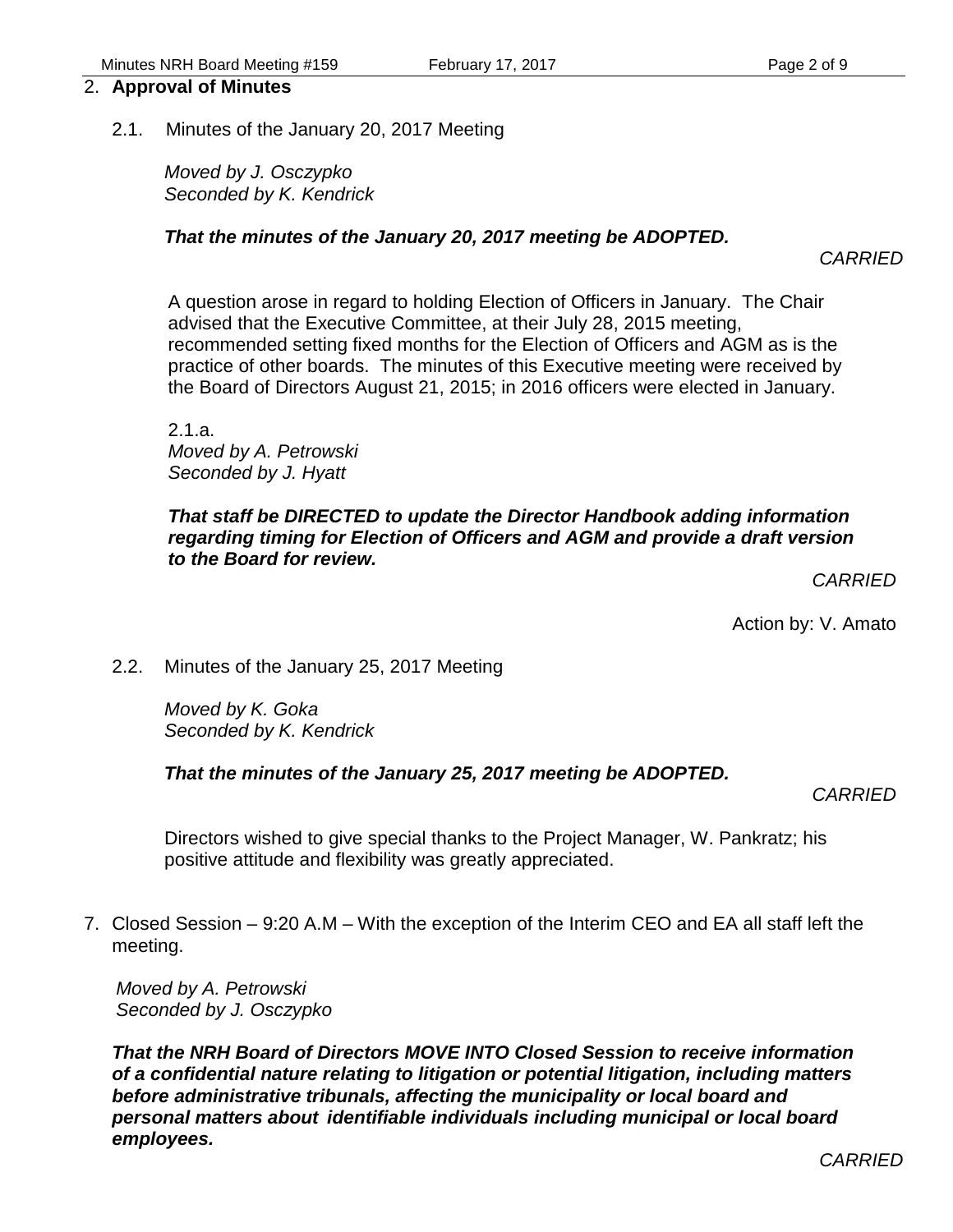## 2. **Approval of Minutes**

2.1. Minutes of the January 20, 2017 Meeting

*Moved by J. Osczypko*
*Seconded by K. Kendrick*

***That the minutes of the January 20, 2017 meeting be ADOPTED.***

*CARRIED*

A question arose in regard to holding Election of Officers in January. The Chair advised that the Executive Committee, at their July 28, 2015 meeting, recommended setting fixed months for the Election of Officers and AGM as is the practice of other boards. The minutes of this Executive meeting were received by the Board of Directors August 21, 2015; in 2016 officers were elected in January.

2.1.a.
*Moved by A. Petrowski*
*Seconded by J. Hyatt*

***That staff be DIRECTED to update the Director Handbook adding information regarding timing for Election of Officers and AGM and provide a draft version to the Board for review.***

*CARRIED*

Action by: V. Amato

2.2. Minutes of the January 25, 2017 Meeting

*Moved by K. Goka*
*Seconded by K. Kendrick*

***That the minutes of the January 25, 2017 meeting be ADOPTED.***

*CARRIED*

Directors wished to give special thanks to the Project Manager, W. Pankratz; his positive attitude and flexibility was greatly appreciated.

7. Closed Session – 9:20 A.M – With the exception of the Interim CEO and EA all staff left the meeting.

*Moved by A. Petrowski*
*Seconded by J. Osczypko*

***That the NRH Board of Directors MOVE INTO Closed Session to receive information of a confidential nature relating to litigation or potential litigation, including matters before administrative tribunals, affecting the municipality or local board and personal matters about identifiable individuals including municipal or local board employees.***

*CARRIED*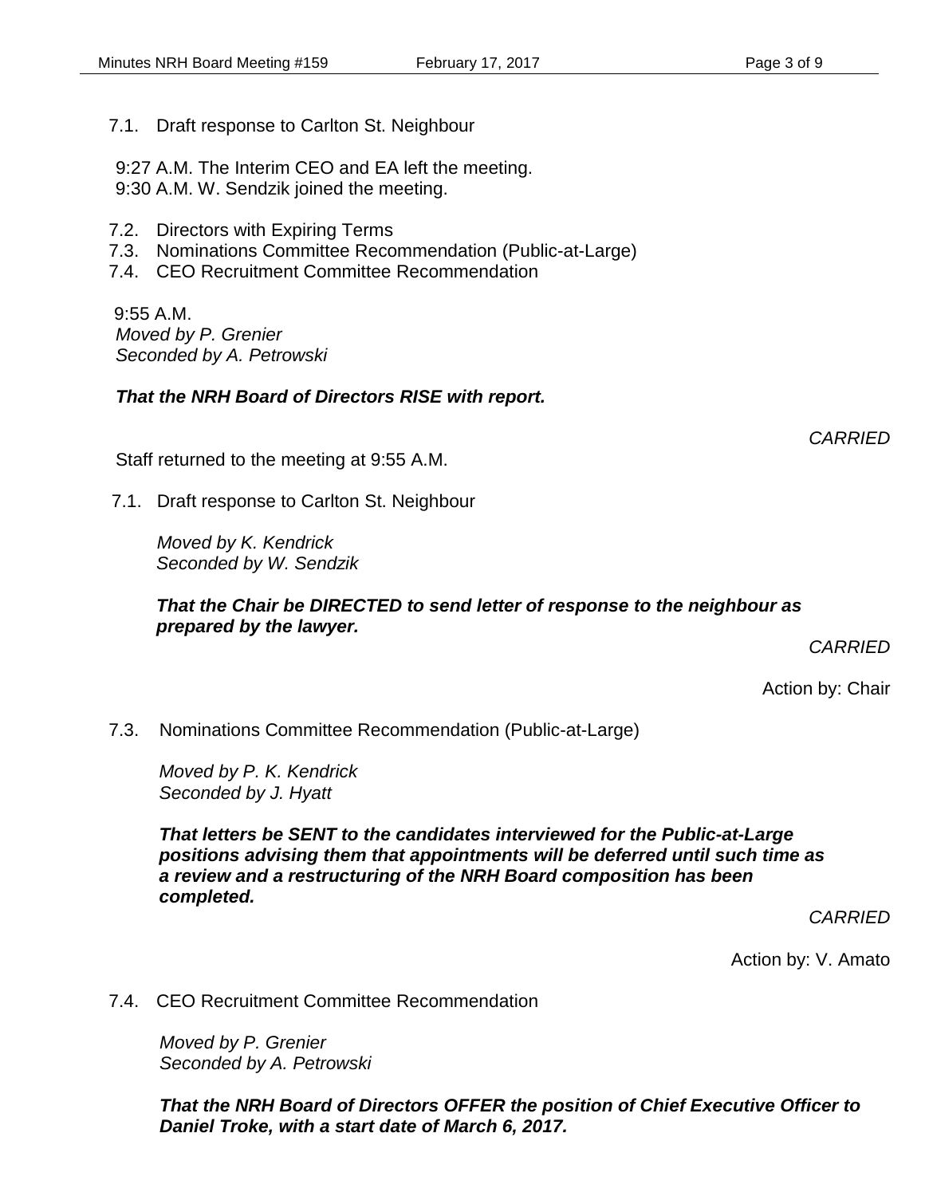7.1. Draft response to Carlton St. Neighbour

9:27 A.M. The Interim CEO and EA left the meeting.
9:30 A.M. W. Sendzik joined the meeting.

7.2. Directors with Expiring Terms
7.3. Nominations Committee Recommendation (Public-at-Large)
7.4. CEO Recruitment Committee Recommendation

9:55 A.M.
*Moved by P. Grenier*
*Seconded by A. Petrowski*

***That the NRH Board of Directors RISE with report.***

*CARRIED*

Staff returned to the meeting at 9:55 A.M.

7.1. Draft response to Carlton St. Neighbour

*Moved by K. Kendrick*
*Seconded by W. Sendzik*

***That the Chair be DIRECTED to send letter of response to the neighbour as prepared by the lawyer.***

*CARRIED*

Action by: Chair

7.3. Nominations Committee Recommendation (Public-at-Large)

*Moved by P. K. Kendrick*
*Seconded by J. Hyatt*

***That letters be SENT to the candidates interviewed for the Public-at-Large positions advising them that appointments will be deferred until such time as a review and a restructuring of the NRH Board composition has been completed.***

*CARRIED*

Action by: V. Amato

7.4. CEO Recruitment Committee Recommendation

*Moved by P. Grenier*
*Seconded by A. Petrowski*

***That the NRH Board of Directors OFFER the position of Chief Executive Officer to Daniel Troke, with a start date of March 6, 2017.***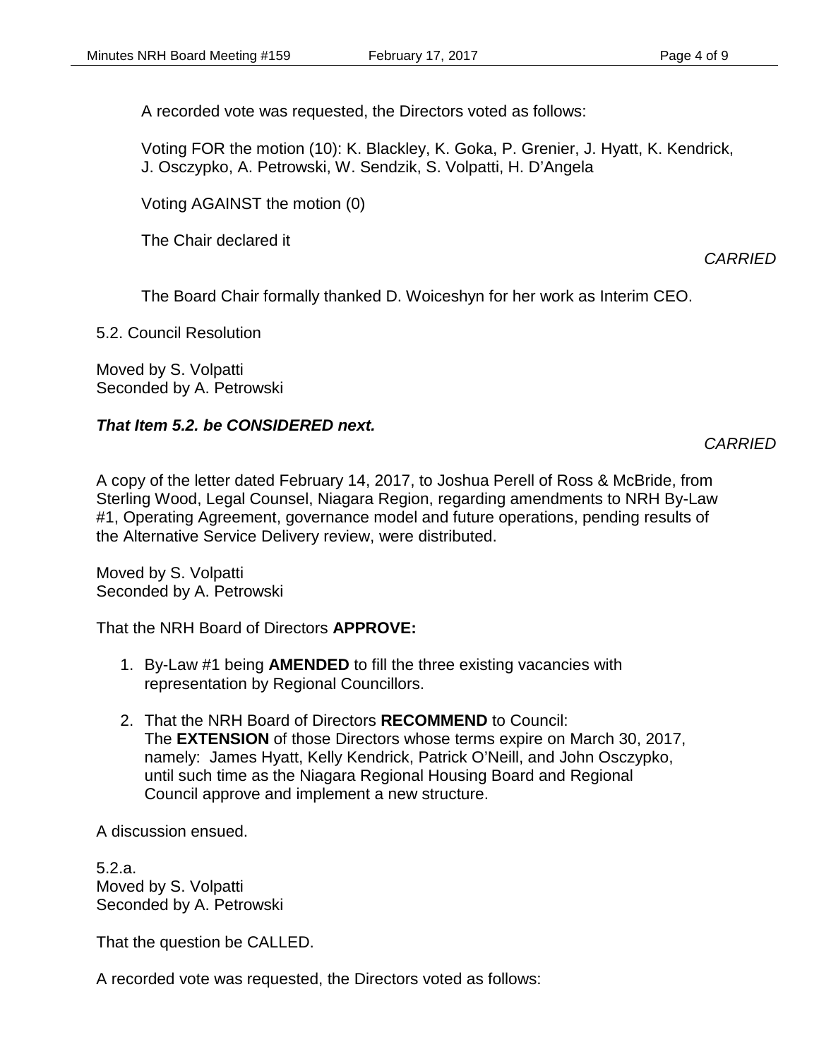A recorded vote was requested, the Directors voted as follows:

Voting FOR the motion (10): K. Blackley, K. Goka, P. Grenier, J. Hyatt, K. Kendrick, J. Osczypko, A. Petrowski, W. Sendzik, S. Volpatti, H. D'Angela

Voting AGAINST the motion (0)

The Chair declared it

*CARRIED*

The Board Chair formally thanked D. Woiceshyn for her work as Interim CEO.

5.2. Council Resolution

Moved by S. Volpatti
Seconded by A. Petrowski

***That Item 5.2. be CONSIDERED next.***

*CARRIED*

A copy of the letter dated February 14, 2017, to Joshua Perell of Ross & McBride, from Sterling Wood, Legal Counsel, Niagara Region, regarding amendments to NRH By-Law #1, Operating Agreement, governance model and future operations, pending results of the Alternative Service Delivery review, were distributed.

Moved by S. Volpatti
Seconded by A. Petrowski

That the NRH Board of Directors **APPROVE:**

1. By-Law #1 being **AMENDED** to fill the three existing vacancies with representation by Regional Councillors.
2. That the NRH Board of Directors **RECOMMEND** to Council:
   The **EXTENSION** of those Directors whose terms expire on March 30, 2017, namely: James Hyatt, Kelly Kendrick, Patrick O'Neill, and John Osczypko, until such time as the Niagara Regional Housing Board and Regional Council approve and implement a new structure.

A discussion ensued.

5.2.a.
Moved by S. Volpatti
Seconded by A. Petrowski

That the question be CALLED.

A recorded vote was requested, the Directors voted as follows: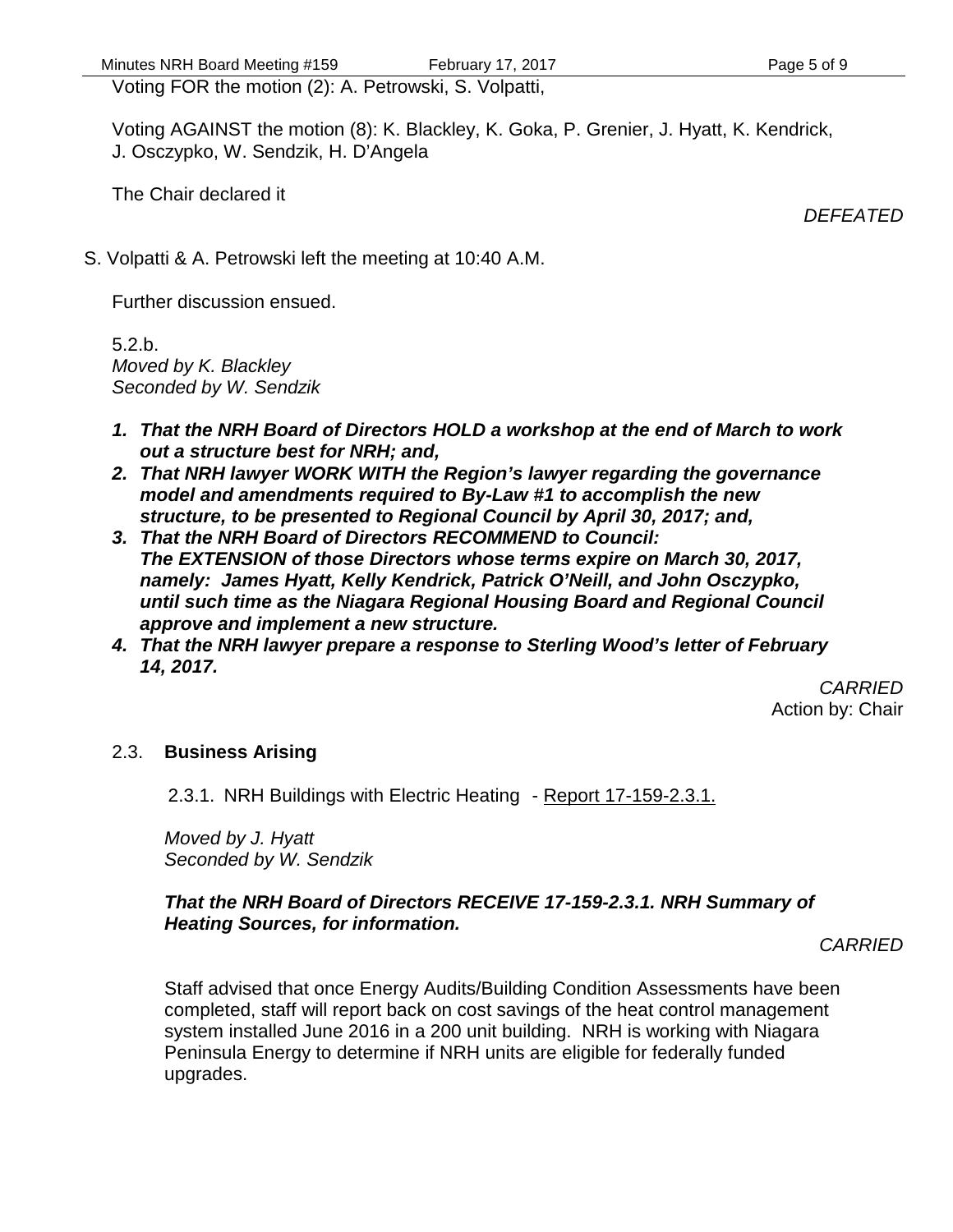Voting FOR the motion (2): A. Petrowski, S. Volpatti,

Voting AGAINST the motion (8): K. Blackley, K. Goka, P. Grenier, J. Hyatt, K. Kendrick, J. Osczypko, W. Sendzik, H. D'Angela

The Chair declared it

*DEFEATED*

S. Volpatti & A. Petrowski left the meeting at 10:40 A.M.

Further discussion ensued.

5.2.b.
*Moved by K. Blackley*
*Seconded by W. Sendzik*

1. ***That the NRH Board of Directors HOLD a workshop at the end of March to work out a structure best for NRH; and,***
2. ***That NRH lawyer WORK WITH the Region's lawyer regarding the governance model and amendments required to By-Law #1 to accomplish the new structure, to be presented to Regional Council by April 30, 2017; and,***
3. ***That the NRH Board of Directors RECOMMEND to Council: The EXTENSION of those Directors whose terms expire on March 30, 2017, namely: James Hyatt, Kelly Kendrick, Patrick O'Neill, and John Osczypko, until such time as the Niagara Regional Housing Board and Regional Council approve and implement a new structure.***
4. ***That the NRH lawyer prepare a response to Sterling Wood's letter of February 14, 2017.***

*CARRIED*
Action by: Chair

## 2.3. Business Arising

2.3.1. NRH Buildings with Electric Heating - Report 17-159-2.3.1.

*Moved by J. Hyatt*
*Seconded by W. Sendzik*

***That the NRH Board of Directors RECEIVE 17-159-2.3.1. NRH Summary of Heating Sources, for information.***

*CARRIED*

Staff advised that once Energy Audits/Building Condition Assessments have been completed, staff will report back on cost savings of the heat control management system installed June 2016 in a 200 unit building. NRH is working with Niagara Peninsula Energy to determine if NRH units are eligible for federally funded upgrades.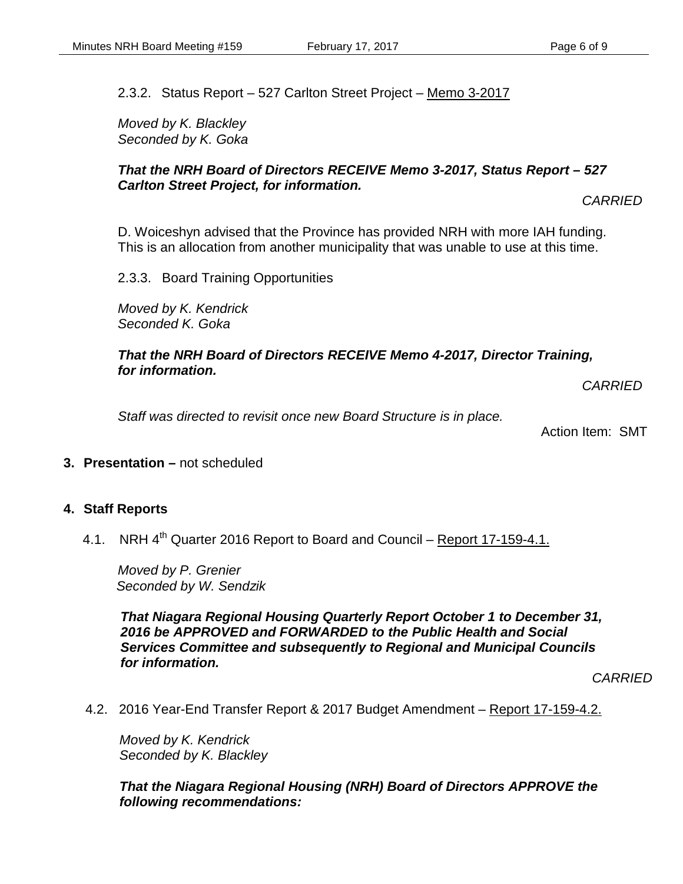2.3.2. Status Report – 527 Carlton Street Project – Memo 3-2017

*Moved by K. Blackley*
*Seconded by K. Goka*

***That the NRH Board of Directors RECEIVE Memo 3-2017, Status Report – 527 Carlton Street Project, for information.***

*CARRIED*

D. Woiceshyn advised that the Province has provided NRH with more IAH funding. This is an allocation from another municipality that was unable to use at this time.

2.3.3. Board Training Opportunities

*Moved by K. Kendrick*
*Seconded K. Goka*

***That the NRH Board of Directors RECEIVE Memo 4-2017, Director Training, for information.***

*CARRIED*

*Staff was directed to revisit once new Board Structure is in place.*

Action Item: SMT

**3. Presentation –** not scheduled

**4. Staff Reports**

4.1. NRH 4th Quarter 2016 Report to Board and Council – Report 17-159-4.1.

*Moved by P. Grenier*
*Seconded by W. Sendzik*

***That Niagara Regional Housing Quarterly Report October 1 to December 31, 2016 be APPROVED and FORWARDED to the Public Health and Social Services Committee and subsequently to Regional and Municipal Councils for information.***

*CARRIED*

4.2. 2016 Year-End Transfer Report & 2017 Budget Amendment – Report 17-159-4.2.

*Moved by K. Kendrick*
*Seconded by K. Blackley*

***That the Niagara Regional Housing (NRH) Board of Directors APPROVE the following recommendations:***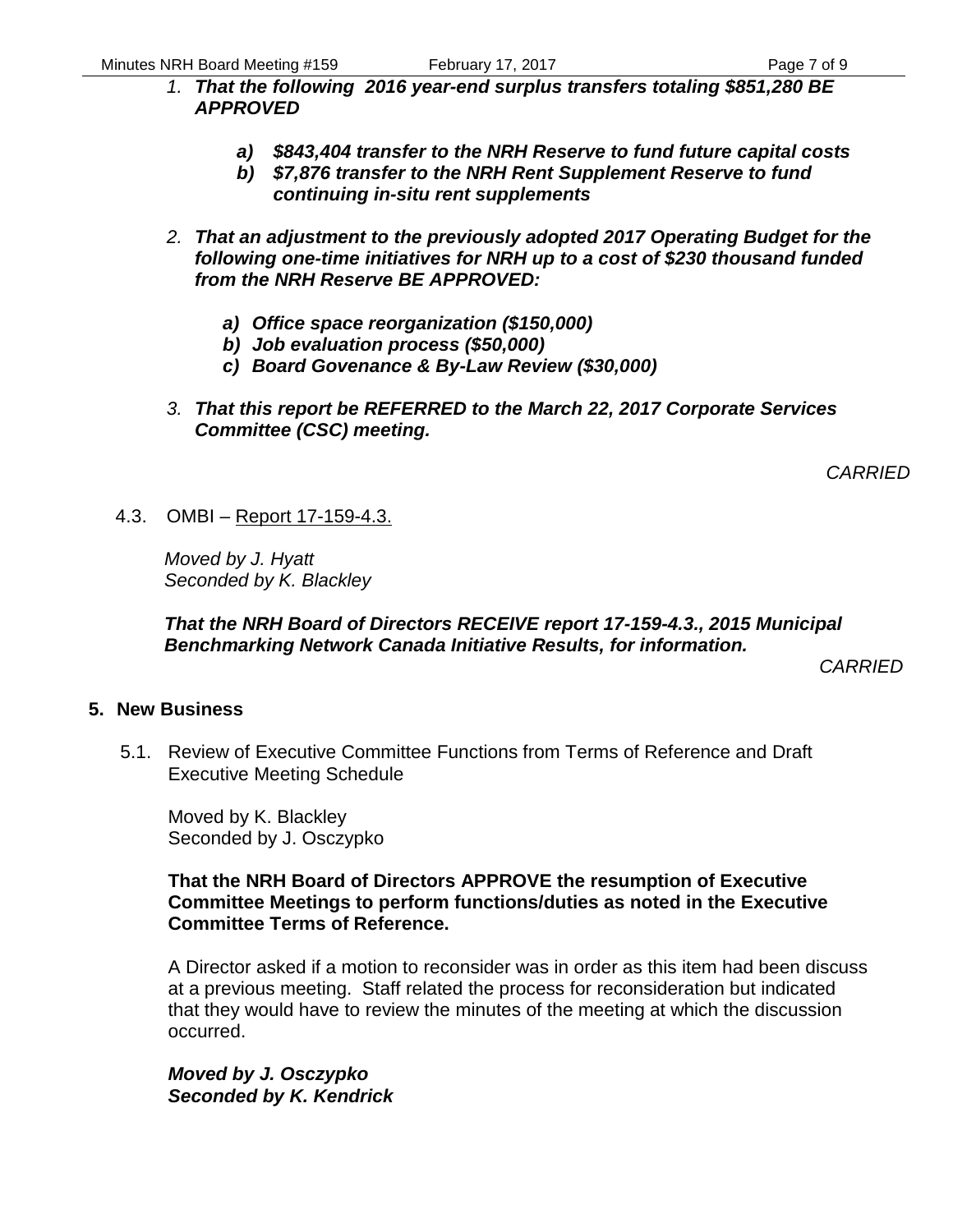1. ***That the following 2016 year-end surplus transfers totaling $851,280 BE APPROVED***

    a) ***$843,404 transfer to the NRH Reserve to fund future capital costs***
    b) ***$7,876 transfer to the NRH Rent Supplement Reserve to fund continuing in-situ rent supplements***

2. ***That an adjustment to the previously adopted 2017 Operating Budget for the following one-time initiatives for NRH up to a cost of $230 thousand funded from the NRH Reserve BE APPROVED:***

    a) ***Office space reorganization ($150,000)***
    b) ***Job evaluation process ($50,000)***
    c) ***Board Govenance & By-Law Review ($30,000)***

3. ***That this report be REFERRED to the March 22, 2017 Corporate Services Committee (CSC) meeting.***

*CARRIED*

4.3. OMBI – Report 17-159-4.3.

*Moved by J. Hyatt*
*Seconded by K. Blackley*

***That the NRH Board of Directors RECEIVE report 17-159-4.3., 2015 Municipal Benchmarking Network Canada Initiative Results, for information.***

*CARRIED*

## 5. New Business

5.1. Review of Executive Committee Functions from Terms of Reference and Draft Executive Meeting Schedule

Moved by K. Blackley
Seconded by J. Osczypko

**That the NRH Board of Directors APPROVE the resumption of Executive Committee Meetings to perform functions/duties as noted in the Executive Committee Terms of Reference.**

A Director asked if a motion to reconsider was in order as this item had been discuss at a previous meeting. Staff related the process for reconsideration but indicated that they would have to review the minutes of the meeting at which the discussion occurred.

***Moved by J. Osczypko***
***Seconded by K. Kendrick***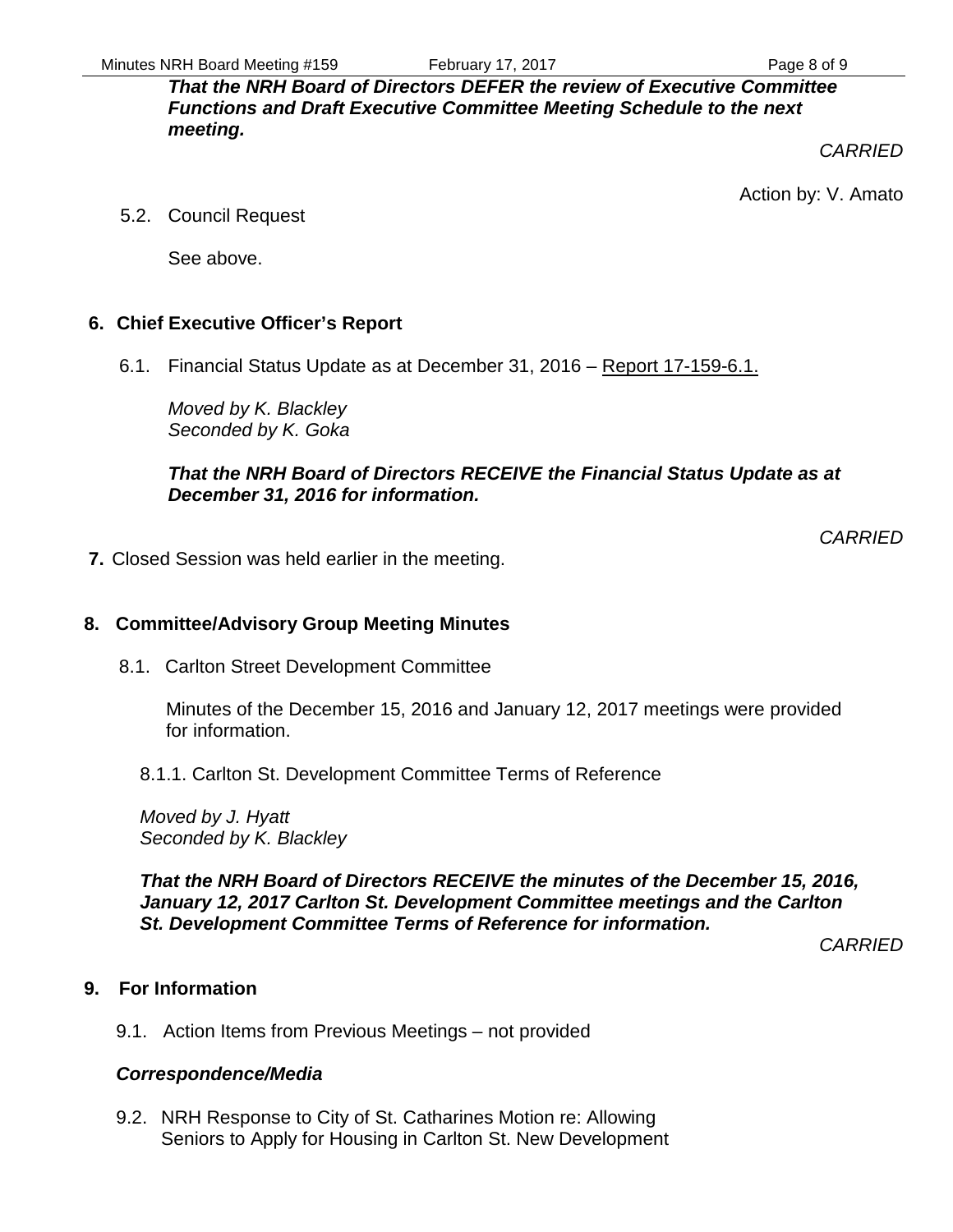***That the NRH Board of Directors DEFER the review of Executive Committee Functions and Draft Executive Committee Meeting Schedule to the next meeting.***

*CARRIED*

Action by: V. Amato

5.2. Council Request

See above.

## 6. Chief Executive Officer's Report

6.1. Financial Status Update as at December 31, 2016 – Report 17-159-6.1.

*Moved by K. Blackley*
*Seconded by K. Goka*

***That the NRH Board of Directors RECEIVE the Financial Status Update as at December 31, 2016 for information.***

*CARRIED*

**7.** Closed Session was held earlier in the meeting.

## 8. Committee/Advisory Group Meeting Minutes

8.1. Carlton Street Development Committee

Minutes of the December 15, 2016 and January 12, 2017 meetings were provided for information.

8.1.1. Carlton St. Development Committee Terms of Reference

*Moved by J. Hyatt*
*Seconded by K. Blackley*

***That the NRH Board of Directors RECEIVE the minutes of the December 15, 2016, January 12, 2017 Carlton St. Development Committee meetings and the Carlton St. Development Committee Terms of Reference for information.***

*CARRIED*

## 9. For Information

9.1. Action Items from Previous Meetings – not provided

***Correspondence/Media***

9.2. NRH Response to City of St. Catharines Motion re: Allowing Seniors to Apply for Housing in Carlton St. New Development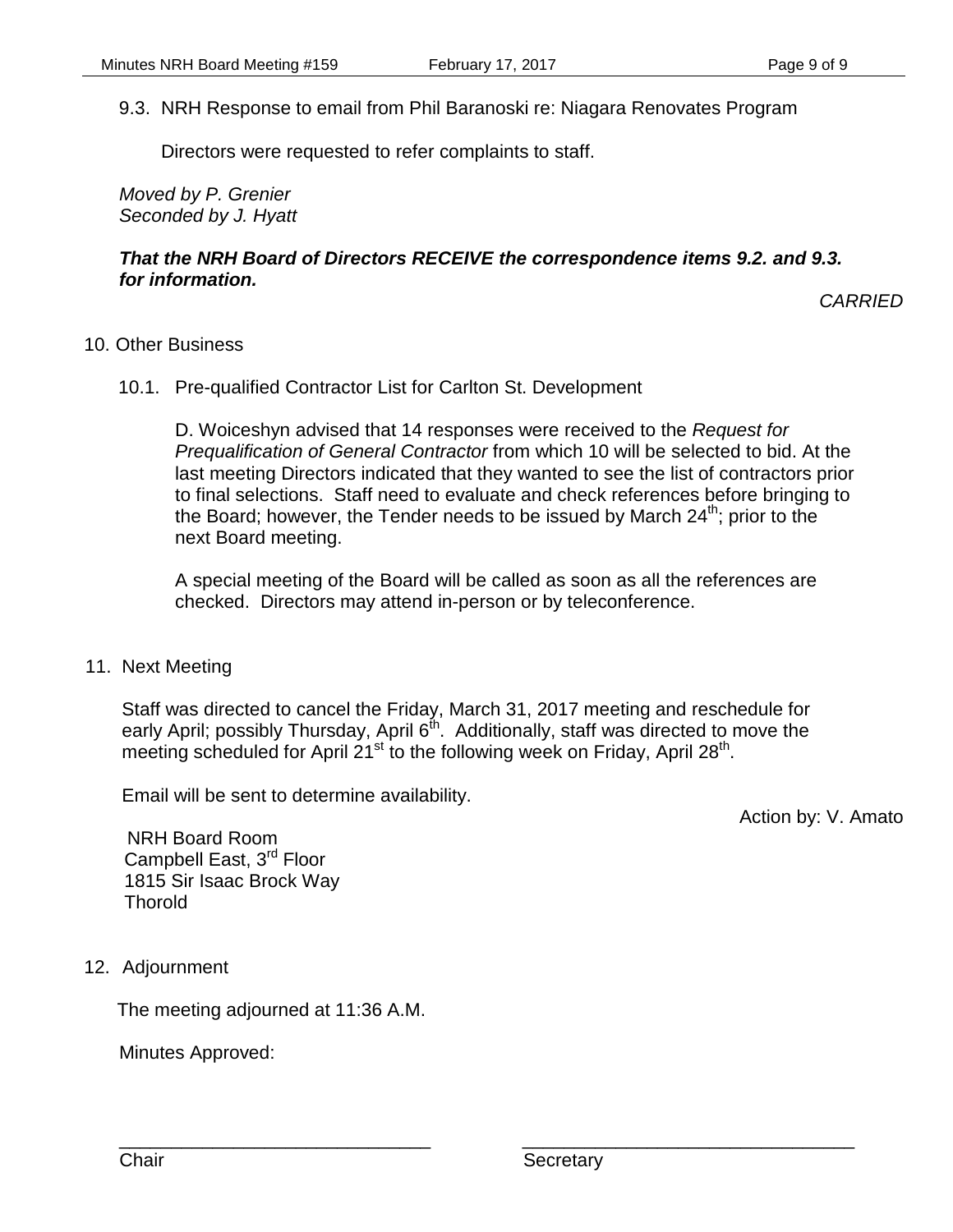9.3. NRH Response to email from Phil Baranoski re: Niagara Renovates Program

Directors were requested to refer complaints to staff.

*Moved by P. Grenier*
*Seconded by J. Hyatt*

***That the NRH Board of Directors RECEIVE the correspondence items 9.2. and 9.3. for information.***

*CARRIED*

10. Other Business

10.1. Pre-qualified Contractor List for Carlton St. Development

D. Woiceshyn advised that 14 responses were received to the *Request for Prequalification of General Contractor* from which 10 will be selected to bid. At the last meeting Directors indicated that they wanted to see the list of contractors prior to final selections. Staff need to evaluate and check references before bringing to the Board; however, the Tender needs to be issued by March 24th; prior to the next Board meeting.

A special meeting of the Board will be called as soon as all the references are checked. Directors may attend in-person or by teleconference.

11. Next Meeting

Staff was directed to cancel the Friday, March 31, 2017 meeting and reschedule for early April; possibly Thursday, April 6th. Additionally, staff was directed to move the meeting scheduled for April 21st to the following week on Friday, April 28th.

Email will be sent to determine availability.

Action by: V. Amato

NRH Board Room
Campbell East, 3rd Floor
1815 Sir Isaac Brock Way
Thorold

12. Adjournment

The meeting adjourned at 11:36 A.M.

Minutes Approved:

______________________________ ______________________________
Chair Secretary